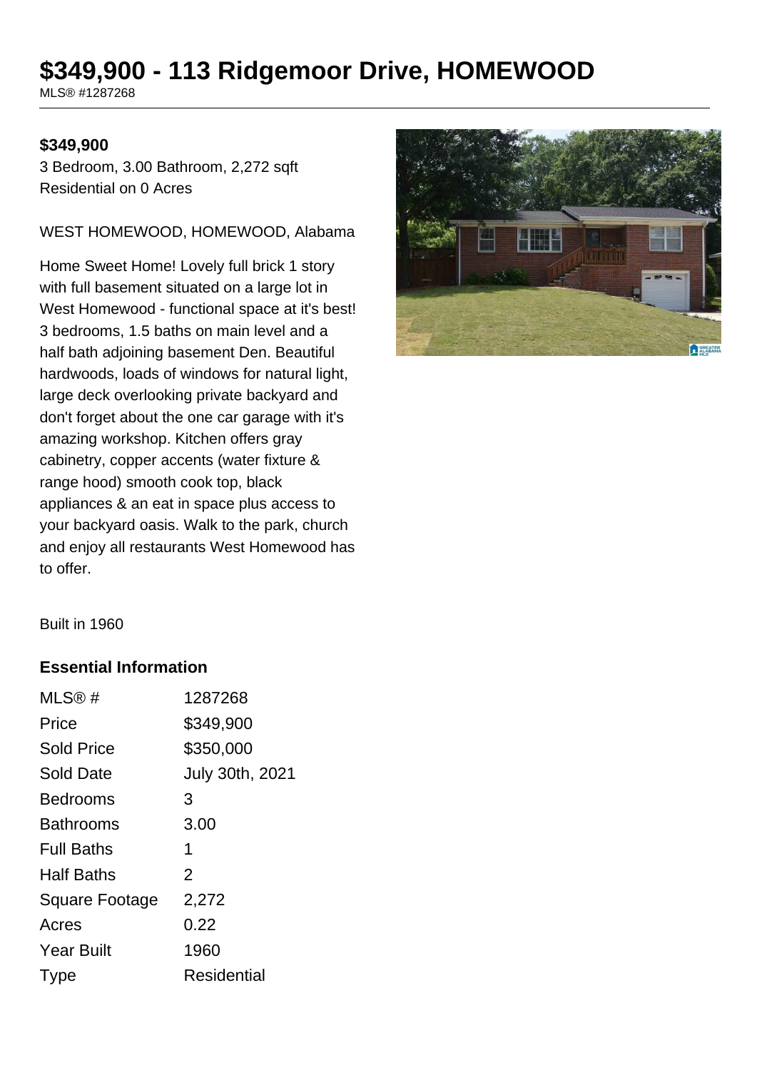# $349,900 - 113 Ridgemoor Drive, HOMEWOOD

MLS® #1287268

**$349,900**

3 Bedroom, 3.00 Bathroom, 2,272 sqft
Residential on 0 Acres

WEST HOMEWOOD, HOMEWOOD, Alabama

Home Sweet Home! Lovely full brick 1 story with full basement situated on a large lot in West Homewood - functional space at it's best! 3 bedrooms, 1.5 baths on main level and a half bath adjoining basement Den. Beautiful hardwoods, loads of windows for natural light, large deck overlooking private backyard and don't forget about the one car garage with it's amazing workshop. Kitchen offers gray cabinetry, copper accents (water fixture & range hood) smooth cook top, black appliances & an eat in space plus access to your backyard oasis. Walk to the park, church and enjoy all restaurants West Homewood has to offer.

Built in 1960

## Essential Information

| | |
|---|---|
| MLS® # | 1287268 |
| Price | $349,900 |
| Sold Price | $350,000 |
| Sold Date | July 30th, 2021 |
| Bedrooms | 3 |
| Bathrooms | 3.00 |
| Full Baths | 1 |
| Half Baths | 2 |
| Square Footage | 2,272 |
| Acres | 0.22 |
| Year Built | 1960 |
| Type | Residential |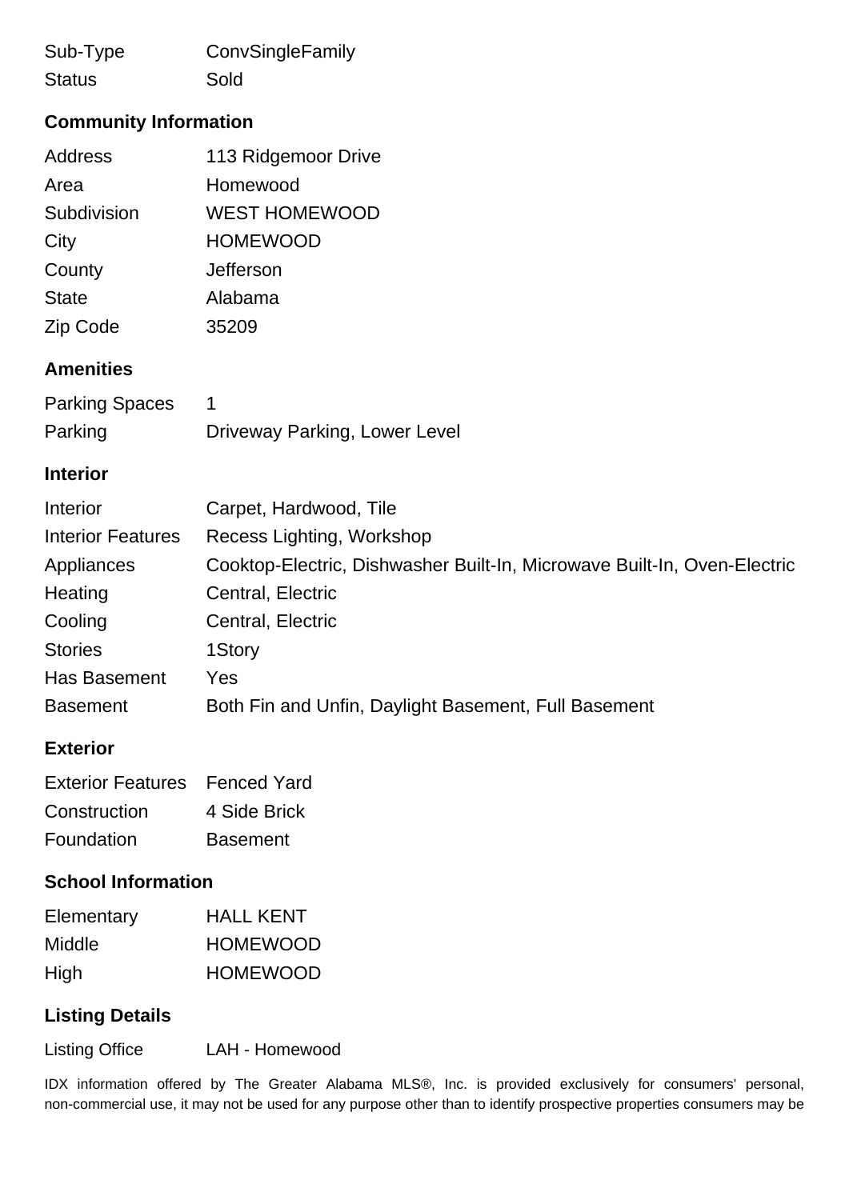| | |
|---|---|
| Sub-Type | ConvSingleFamily |
| Status | Sold |

## Community Information

| | |
|---|---|
| Address | 113 Ridgemoor Drive |
| Area | Homewood |
| Subdivision | WEST HOMEWOOD |
| City | HOMEWOOD |
| County | Jefferson |
| State | Alabama |
| Zip Code | 35209 |

## Amenities

| | |
|---|---|
| Parking Spaces | 1 |
| Parking | Driveway Parking, Lower Level |

## Interior

| | |
|---|---|
| Interior | Carpet, Hardwood, Tile |
| Interior Features | Recess Lighting, Workshop |
| Appliances | Cooktop-Electric, Dishwasher Built-In, Microwave Built-In, Oven-Electric |
| Heating | Central, Electric |
| Cooling | Central, Electric |
| Stories | 1Story |
| Has Basement | Yes |
| Basement | Both Fin and Unfin, Daylight Basement, Full Basement |

## Exterior

| | |
|---|---|
| Exterior Features | Fenced Yard |
| Construction | 4 Side Brick |
| Foundation | Basement |

## School Information

| | |
|---|---|
| Elementary | HALL KENT |
| Middle | HOMEWOOD |
| High | HOMEWOOD |

## Listing Details

| | |
|---|---|
| Listing Office | LAH - Homewood |

IDX information offered by The Greater Alabama MLS®, Inc. is provided exclusively for consumers' personal, non-commercial use, it may not be used for any purpose other than to identify prospective properties consumers may be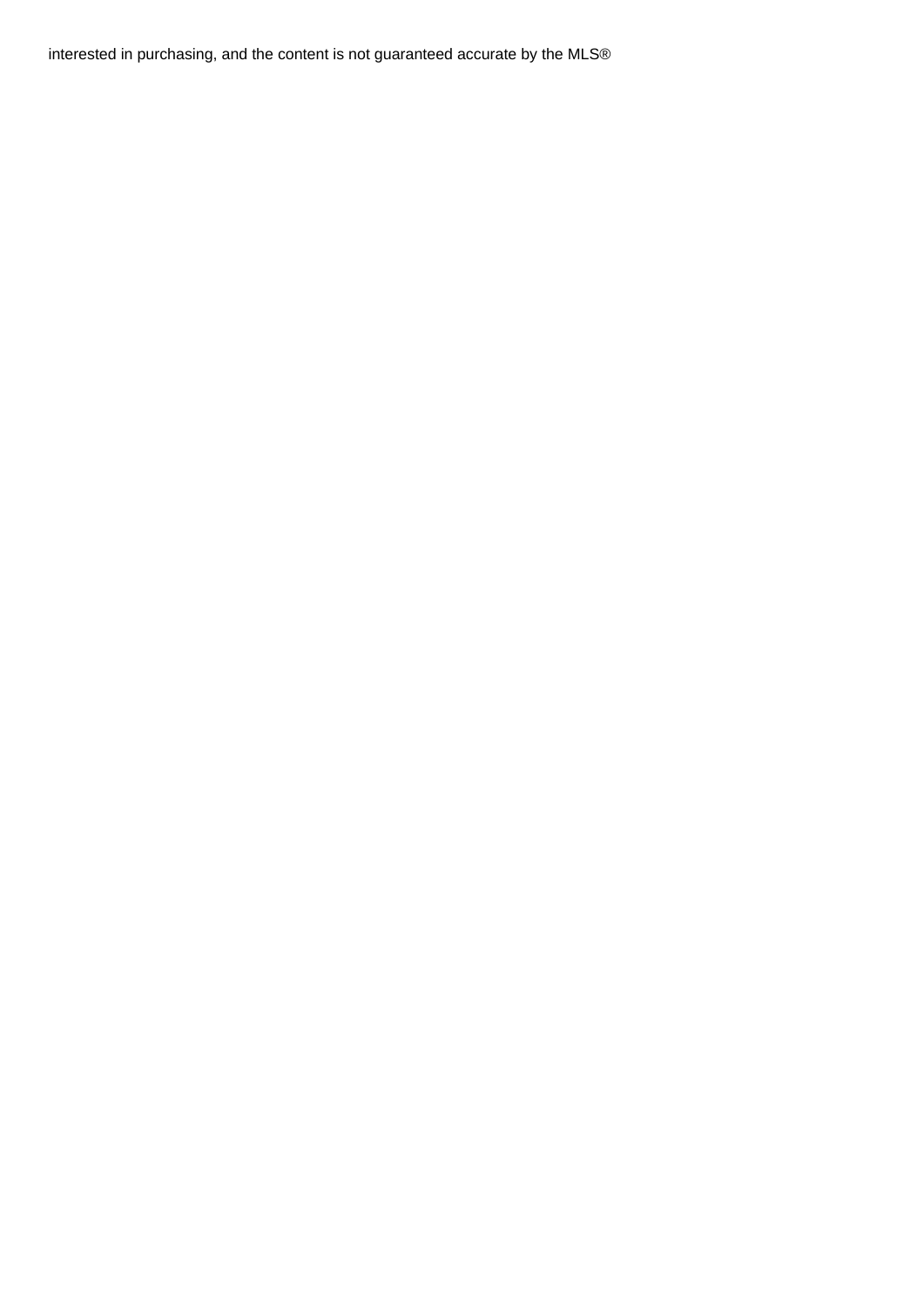interested in purchasing, and the content is not guaranteed accurate by the MLS®